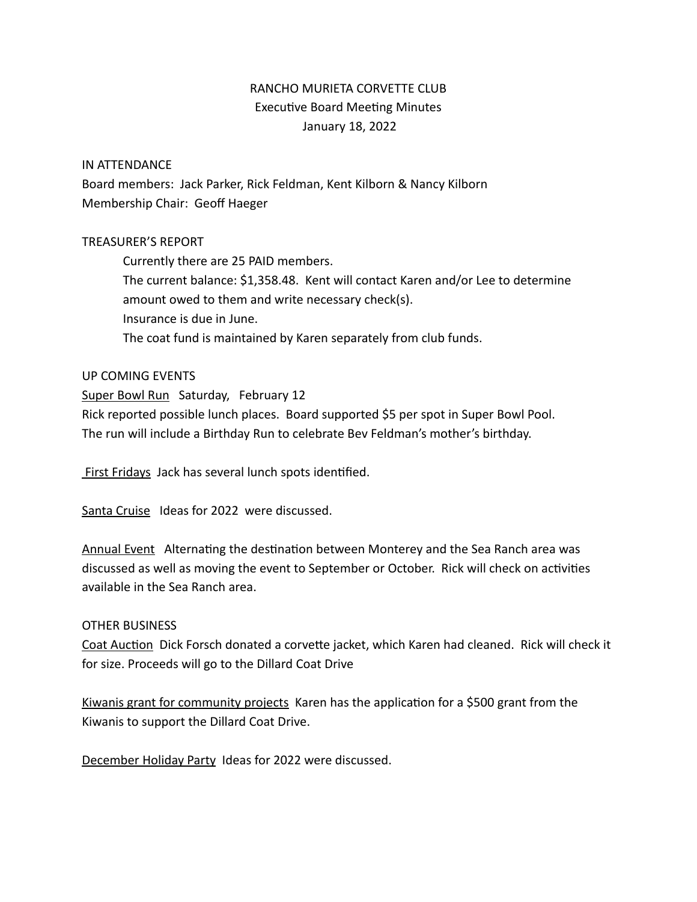# RANCHO MURIETA CORVETTE CLUB
## Executive Board Meeting Minutes
### January 18, 2022

IN ATTENDANCE

Board members: Jack Parker, Rick Feldman, Kent Kilborn & Nancy Kilborn
Membership Chair: Geoff Haeger

TREASURER'S REPORT

Currently there are 25 PAID members.
The current balance: $1,358.48. Kent will contact Karen and/or Lee to determine amount owed to them and write necessary check(s).
Insurance is due in June.
The coat fund is maintained by Karen separately from club funds.

UP COMING EVENTS

Super Bowl Run Saturday, February 12
Rick reported possible lunch places. Board supported $5 per spot in Super Bowl Pool.
The run will include a Birthday Run to celebrate Bev Feldman's mother's birthday.

First Fridays Jack has several lunch spots identified.

Santa Cruise Ideas for 2022 were discussed.

Annual Event Alternating the destination between Monterey and the Sea Ranch area was discussed as well as moving the event to September or October. Rick will check on activities available in the Sea Ranch area.

OTHER BUSINESS

Coat Auction Dick Forsch donated a corvette jacket, which Karen had cleaned. Rick will check it for size. Proceeds will go to the Dillard Coat Drive

Kiwanis grant for community projects Karen has the application for a $500 grant from the Kiwanis to support the Dillard Coat Drive.

December Holiday Party Ideas for 2022 were discussed.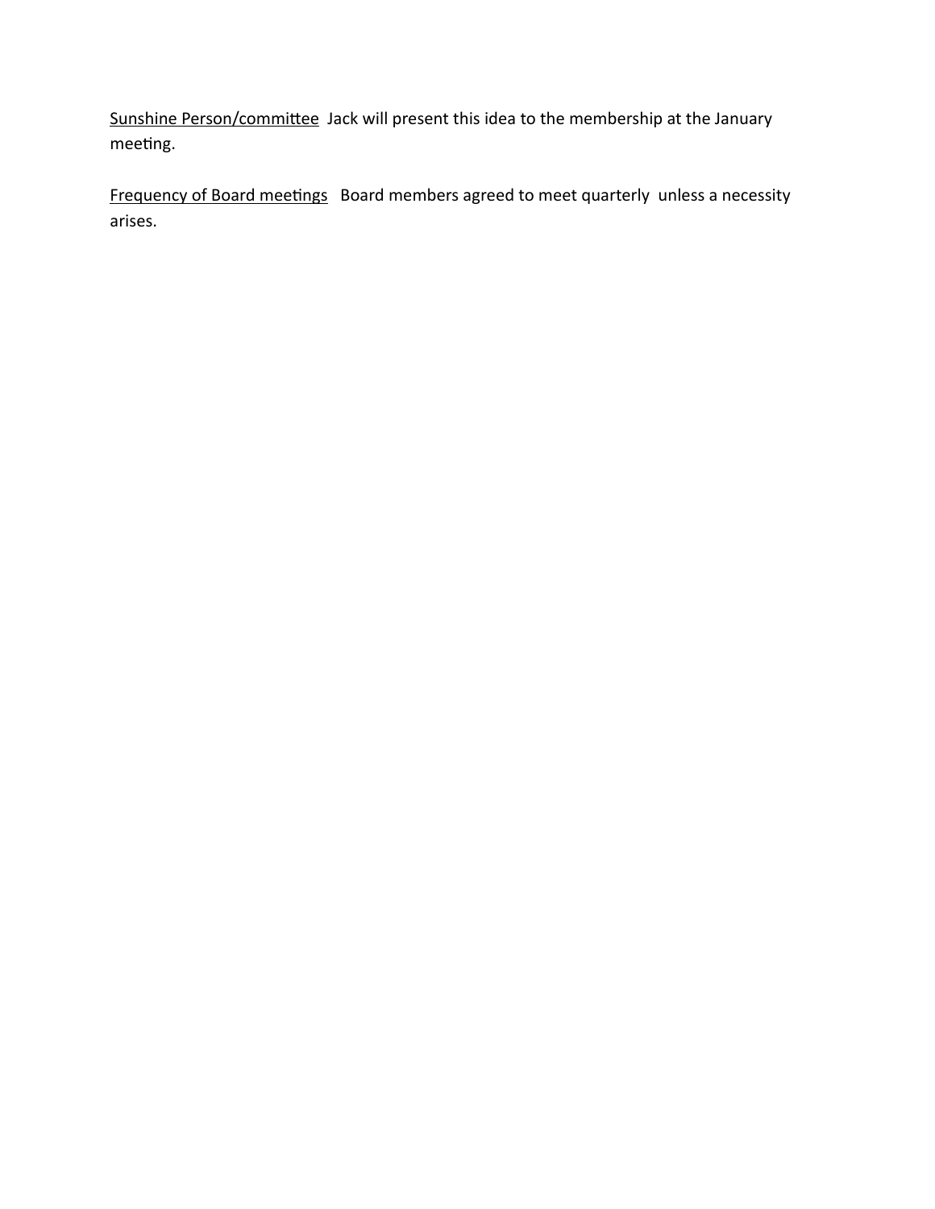<u>Sunshine Person/committee</u>  Jack will present this idea to the membership at the January meeting.

<u>Frequency of Board meetings</u>   Board members agreed to meet quarterly  unless a necessity arises.